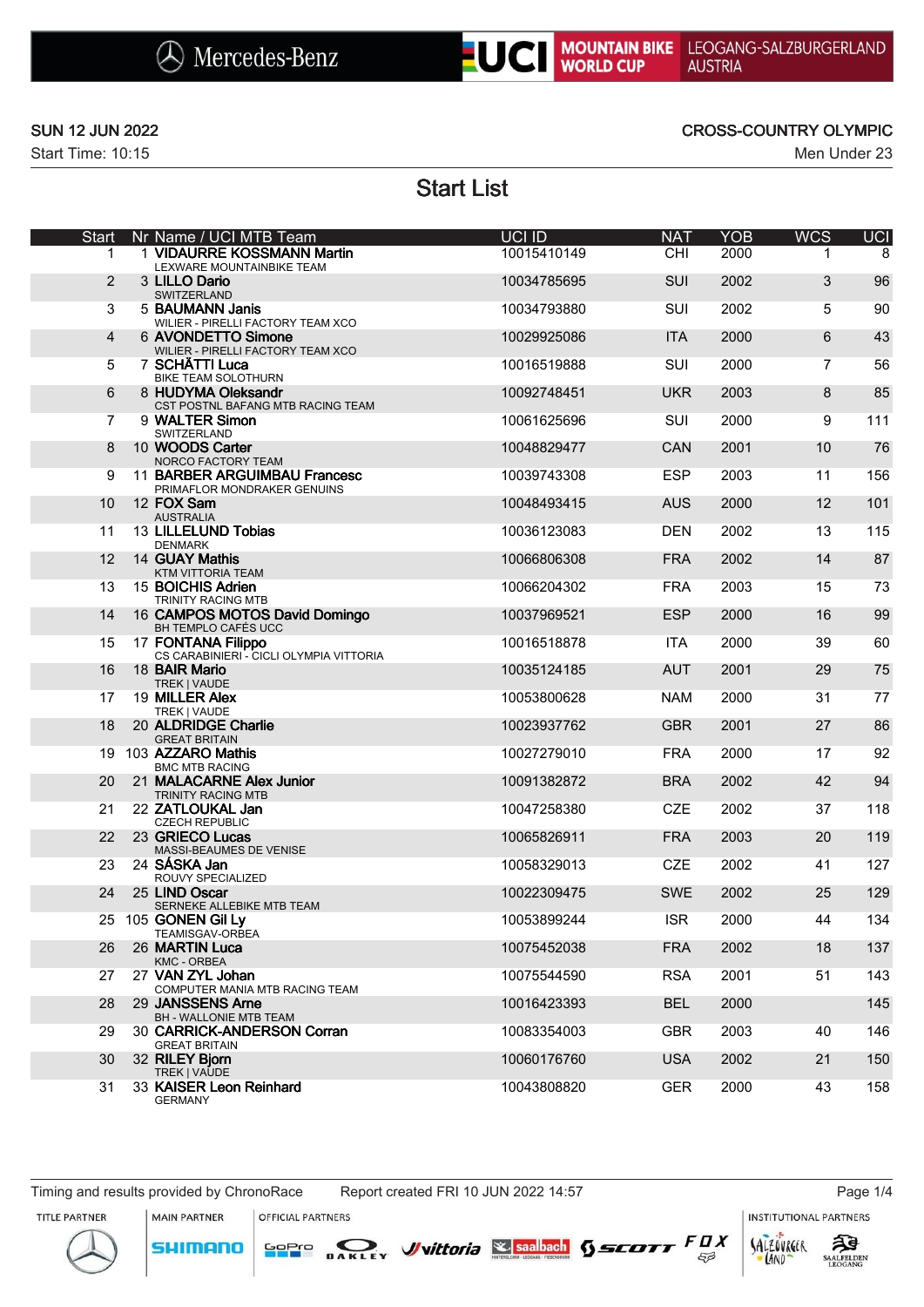Mercedes-Benz | UCI MOUNTAIN BIKE WORLD CUP | LEOGANG-SALZBURGERLAND AUSTRIA

SUN 12 JUN 2022

Start Time: 10:15

CROSS-COUNTRY OLYMPIC

Men Under 23

# Start List

| Start | Nr | Name / UCI MTB Team | UCI ID | NAT | YOB | WCS | UCI |
|---|---|---|---|---|---|---|---|
| 1 | 1 | **VIDAURRE KOSSMANN Martin**<br>LEXWARE MOUNTAINBIKE TEAM | 10015410149 | CHI | 2000 | 1 | 8 |
| 2 | 3 | **LILLO Dario**<br>SWITZERLAND | 10034785695 | SUI | 2002 | 3 | 96 |
| 3 | 5 | **BAUMANN Janis**<br>WILIER - PIRELLI FACTORY TEAM XCO | 10034793880 | SUI | 2002 | 5 | 90 |
| 4 | 6 | **AVONDETTO Simone**<br>WILIER - PIRELLI FACTORY TEAM XCO | 10029925086 | ITA | 2000 | 6 | 43 |
| 5 | 7 | **SCHÄTTI Luca**<br>BIKE TEAM SOLOTHURN | 10016519888 | SUI | 2000 | 7 | 56 |
| 6 | 8 | **HUDYMA Oleksandr**<br>CST POSTNL BAFANG MTB RACING TEAM | 10092748451 | UKR | 2003 | 8 | 85 |
| 7 | 9 | **WALTER Simon**<br>SWITZERLAND | 10061625696 | SUI | 2000 | 9 | 111 |
| 8 | 10 | **WOODS Carter**<br>NORCO FACTORY TEAM | 10048829477 | CAN | 2001 | 10 | 76 |
| 9 | 11 | **BARBER ARGUIMBAU Francesc**<br>PRIMAFLOR MONDRAKER GENUINS | 10039743308 | ESP | 2003 | 11 | 156 |
| 10 | 12 | **FOX Sam**<br>AUSTRALIA | 10048493415 | AUS | 2000 | 12 | 101 |
| 11 | 13 | **LILLELUND Tobias**<br>DENMARK | 10036123083 | DEN | 2002 | 13 | 115 |
| 12 | 14 | **GUAY Mathis**<br>KTM VITTORIA TEAM | 10066806308 | FRA | 2002 | 14 | 87 |
| 13 | 15 | **BOICHIS Adrien**<br>TRINITY RACING MTB | 10066204302 | FRA | 2003 | 15 | 73 |
| 14 | 16 | **CAMPOS MOTOS David Domingo**<br>BH TEMPLO CAFÉS UCC | 10037969521 | ESP | 2000 | 16 | 99 |
| 15 | 17 | **FONTANA Filippo**<br>CS CARABINIERI - CICLI OLYMPIA VITTORIA | 10016518878 | ITA | 2000 | 39 | 60 |
| 16 | 18 | **BAIR Mario**<br>TREK \| VAUDE | 10035124185 | AUT | 2001 | 29 | 75 |
| 17 | 19 | **MILLER Alex**<br>TREK \| VAUDE | 10053800628 | NAM | 2000 | 31 | 77 |
| 18 | 20 | **ALDRIDGE Charlie**<br>GREAT BRITAIN | 10023937762 | GBR | 2001 | 27 | 86 |
| 19 | 103 | **AZZARO Mathis**<br>BMC MTB RACING | 10027279010 | FRA | 2000 | 17 | 92 |
| 20 | 21 | **MALACARNE Alex Junior**<br>TRINITY RACING MTB | 10091382872 | BRA | 2002 | 42 | 94 |
| 21 | 22 | **ZATLOUKAL Jan**<br>CZECH REPUBLIC | 10047258380 | CZE | 2002 | 37 | 118 |
| 22 | 23 | **GRIECO Lucas**<br>MASSI-BEAUMES DE VENISE | 10065826911 | FRA | 2003 | 20 | 119 |
| 23 | 24 | **SÁSKA Jan**<br>ROUVY SPECIALIZED | 10058329013 | CZE | 2002 | 41 | 127 |
| 24 | 25 | **LIND Oscar**<br>SERNEKE ALLEBIKE MTB TEAM | 10022309475 | SWE | 2002 | 25 | 129 |
| 25 | 105 | **GONEN Gil Ly**<br>TEAMISGAV-ORBEA | 10053899244 | ISR | 2000 | 44 | 134 |
| 26 | 26 | **MARTIN Luca**<br>KMC - ORBEA | 10075452038 | FRA | 2002 | 18 | 137 |
| 27 | 27 | **VAN ZYL Johan**<br>COMPUTER MANIA MTB RACING TEAM | 10075544590 | RSA | 2001 | 51 | 143 |
| 28 | 29 | **JANSSENS Arne**<br>BH - WALLONIE MTB TEAM | 10016423393 | BEL | 2000 | | 145 |
| 29 | 30 | **CARRICK-ANDERSON Corran**<br>GREAT BRITAIN | 10083354003 | GBR | 2003 | 40 | 146 |
| 30 | 32 | **RILEY Bjorn**<br>TREK \| VAUDE | 10060176760 | USA | 2002 | 21 | 150 |
| 31 | 33 | **KAISER Leon Reinhard**<br>GERMANY | 10043808820 | GER | 2000 | 43 | 158 |

Timing and results provided by ChronoRace    Report created FRI 10 JUN 2022 14:57

TITLE PARTNER | MAIN PARTNER | OFFICIAL PARTNERS | INSTITUTIONAL PARTNERS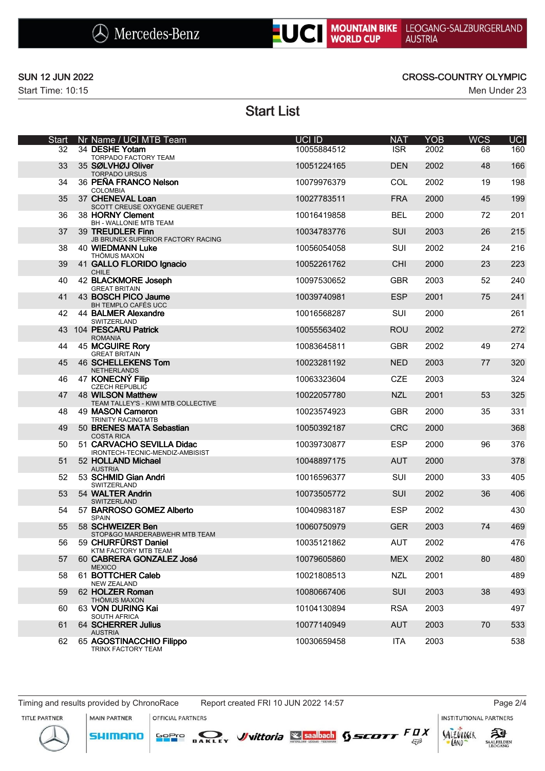SUN 12 JUN 2022

Start Time: 10:15

CROSS-COUNTRY OLYMPIC

Men Under 23

# Start List

| Start | Nr | Name / UCI MTB Team | UCI ID | NAT | YOB | WCS | UCI |
|---|---|---|---|---|---|---|---|
| 32 | 34 | **DESHE Yotam**<br>TORPADO FACTORY TEAM | 10055884512 | ISR | 2002 | 68 | 160 |
| 33 | 35 | **SØLVHØJ Oliver**<br>TORPADO URSUS | 10051224165 | DEN | 2002 | 48 | 166 |
| 34 | 36 | **PEÑA FRANCO Nelson**<br>COLOMBIA | 10079976379 | COL | 2002 | 19 | 198 |
| 35 | 37 | **CHENEVAL Loan**<br>SCOTT CREUSE OXYGENE GUERET | 10027783511 | FRA | 2000 | 45 | 199 |
| 36 | 38 | **HORNY Clement**<br>BH - WALLONIE MTB TEAM | 10016419858 | BEL | 2000 | 72 | 201 |
| 37 | 39 | **TREUDLER Finn**<br>JB BRUNEX SUPERIOR FACTORY RACING | 10034783776 | SUI | 2003 | 26 | 215 |
| 38 | 40 | **WIEDMANN Luke**<br>THÖMUS MAXON | 10056054058 | SUI | 2002 | 24 | 216 |
| 39 | 41 | **GALLO FLORIDO Ignacio**<br>CHILE | 10052261762 | CHI | 2000 | 23 | 223 |
| 40 | 42 | **BLACKMORE Joseph**<br>GREAT BRITAIN | 10097530652 | GBR | 2003 | 52 | 240 |
| 41 | 43 | **BOSCH PICO Jaume**<br>BH TEMPLO CAFÉS UCC | 10039740981 | ESP | 2001 | 75 | 241 |
| 42 | 44 | **BALMER Alexandre**<br>SWITZERLAND | 10016568287 | SUI | 2000 | | 261 |
| 43 | 104 | **PESCARU Patrick**<br>ROMANIA | 10055563402 | ROU | 2002 | | 272 |
| 44 | 45 | **MCGUIRE Rory**<br>GREAT BRITAIN | 10083645811 | GBR | 2002 | 49 | 274 |
| 45 | 46 | **SCHELLEKENS Tom**<br>NETHERLANDS | 10023281192 | NED | 2003 | 77 | 320 |
| 46 | 47 | **KONECNÝ Filip**<br>CZECH REPUBLIC | 10063323604 | CZE | 2003 | | 324 |
| 47 | 48 | **WILSON Matthew**<br>TEAM TALLEY'S - KIWI MTB COLLECTIVE | 10022057780 | NZL | 2001 | 53 | 325 |
| 48 | 49 | **MASON Cameron**<br>TRINITY RACING MTB | 10023574923 | GBR | 2000 | 35 | 331 |
| 49 | 50 | **BRENES MATA Sebastian**<br>COSTA RICA | 10050392187 | CRC | 2000 | | 368 |
| 50 | 51 | **CARVACHO SEVILLA Didac**<br>IRONTECH-TECNIC-MENDIZ-AMBISIST | 10039730877 | ESP | 2000 | 96 | 376 |
| 51 | 52 | **HOLLAND Michael**<br>AUSTRIA | 10048897175 | AUT | 2000 | | 378 |
| 52 | 53 | **SCHMID Gian Andri**<br>SWITZERLAND | 10016596377 | SUI | 2000 | 33 | 405 |
| 53 | 54 | **WALTER Andrin**<br>SWITZERLAND | 10073505772 | SUI | 2002 | 36 | 406 |
| 54 | 57 | **BARROSO GOMEZ Alberto**<br>SPAIN | 10040983187 | ESP | 2002 | | 430 |
| 55 | 58 | **SCHWEIZER Ben**<br>STOP&GO MARDERABWEHR MTB TEAM | 10060750979 | GER | 2003 | 74 | 469 |
| 56 | 59 | **CHURFÜRST Daniel**<br>KTM FACTORY MTB TEAM | 10035121862 | AUT | 2002 | | 476 |
| 57 | 60 | **CABRERA GONZALEZ José**<br>MEXICO | 10079605860 | MEX | 2002 | 80 | 480 |
| 58 | 61 | **BOTTCHER Caleb**<br>NEW ZEALAND | 10021808513 | NZL | 2001 | | 489 |
| 59 | 62 | **HOLZER Roman**<br>THÖMUS MAXON | 10080667406 | SUI | 2003 | 38 | 493 |
| 60 | 63 | **VON DURING Kai**<br>SOUTH AFRICA | 10104130894 | RSA | 2003 | | 497 |
| 61 | 64 | **SCHERRER Julius**<br>AUSTRIA | 10077140949 | AUT | 2003 | 70 | 533 |
| 62 | 65 | **AGOSTINACCHIO Filippo**<br>TRINX FACTORY TEAM | 10030659458 | ITA | 2003 | | 538 |

Timing and results provided by ChronoRace    Report created FRI 10 JUN 2022 14:57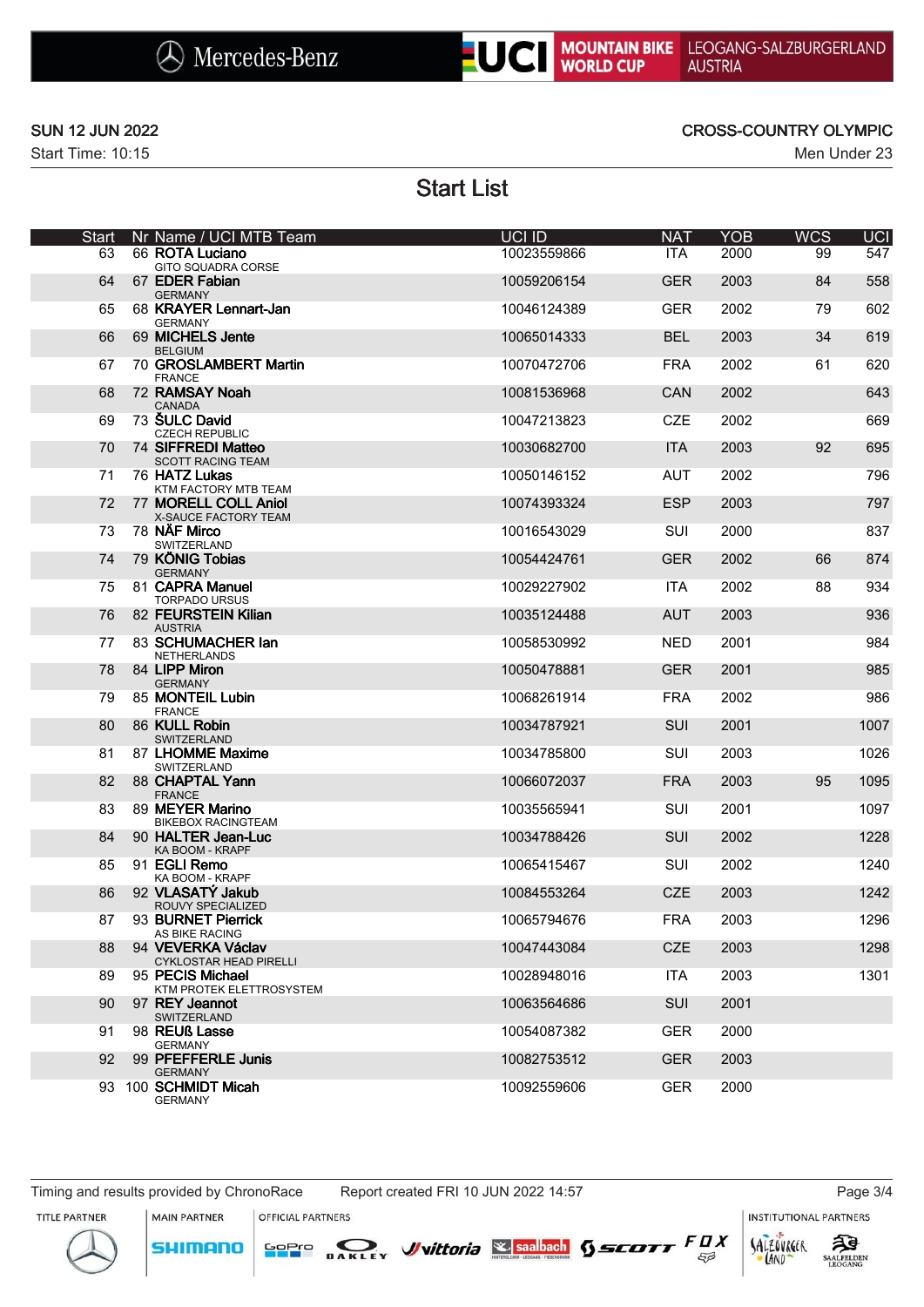SUN 12 JUN 2022

Start Time: 10:15

CROSS-COUNTRY OLYMPIC

Men Under 23

# Start List

| Start | Nr | Name / UCI MTB Team | UCI ID | NAT | YOB | WCS | UCI |
|---|---|---|---|---|---|---|---|
| 63 | 66 | **ROTA Luciano**<br>GITO SQUADRA CORSE | 10023559866 | ITA | 2000 | 99 | 547 |
| 64 | 67 | **EDER Fabian**<br>GERMANY | 10059206154 | GER | 2003 | 84 | 558 |
| 65 | 68 | **KRAYER Lennart-Jan**<br>GERMANY | 10046124389 | GER | 2002 | 79 | 602 |
| 66 | 69 | **MICHELS Jente**<br>BELGIUM | 10065014333 | BEL | 2003 | 34 | 619 |
| 67 | 70 | **GROSLAMBERT Martin**<br>FRANCE | 10070472706 | FRA | 2002 | 61 | 620 |
| 68 | 72 | **RAMSAY Noah**<br>CANADA | 10081536968 | CAN | 2002 | | 643 |
| 69 | 73 | **ŠULC David**<br>CZECH REPUBLIC | 10047213823 | CZE | 2002 | | 669 |
| 70 | 74 | **SIFFREDI Matteo**<br>SCOTT RACING TEAM | 10030682700 | ITA | 2003 | 92 | 695 |
| 71 | 76 | **HATZ Lukas**<br>KTM FACTORY MTB TEAM | 10050146152 | AUT | 2002 | | 796 |
| 72 | 77 | **MORELL COLL Aniol**<br>X-SAUCE FACTORY TEAM | 10074393324 | ESP | 2003 | | 797 |
| 73 | 78 | **NÄF Mirco**<br>SWITZERLAND | 10016543029 | SUI | 2000 | | 837 |
| 74 | 79 | **KÖNIG Tobias**<br>GERMANY | 10054424761 | GER | 2002 | 66 | 874 |
| 75 | 81 | **CAPRA Manuel**<br>TORPADO URSUS | 10029227902 | ITA | 2002 | 88 | 934 |
| 76 | 82 | **FEURSTEIN Kilian**<br>AUSTRIA | 10035124488 | AUT | 2003 | | 936 |
| 77 | 83 | **SCHUMACHER Ian**<br>NETHERLANDS | 10058530992 | NED | 2001 | | 984 |
| 78 | 84 | **LIPP Miron**<br>GERMANY | 10050478881 | GER | 2001 | | 985 |
| 79 | 85 | **MONTEIL Lubin**<br>FRANCE | 10068261914 | FRA | 2002 | | 986 |
| 80 | 86 | **KULL Robin**<br>SWITZERLAND | 10034787921 | SUI | 2001 | | 1007 |
| 81 | 87 | **LHOMME Maxime**<br>SWITZERLAND | 10034785800 | SUI | 2003 | | 1026 |
| 82 | 88 | **CHAPTAL Yann**<br>FRANCE | 10066072037 | FRA | 2003 | 95 | 1095 |
| 83 | 89 | **MEYER Marino**<br>BIKEBOX RACINGTEAM | 10035565941 | SUI | 2001 | | 1097 |
| 84 | 90 | **HALTER Jean-Luc**<br>KA BOOM - KRAPF | 10034788426 | SUI | 2002 | | 1228 |
| 85 | 91 | **EGLI Remo**<br>KA BOOM - KRAPF | 10065415467 | SUI | 2002 | | 1240 |
| 86 | 92 | **VLASATÝ Jakub**<br>ROUVY SPECIALIZED | 10084553264 | CZE | 2003 | | 1242 |
| 87 | 93 | **BURNET Pierrick**<br>AS BIKE RACING | 10065794676 | FRA | 2003 | | 1296 |
| 88 | 94 | **VEVERKA Václav**<br>CYKLOSTAR HEAD PIRELLI | 10047443084 | CZE | 2003 | | 1298 |
| 89 | 95 | **PECIS Michael**<br>KTM PROTEK ELETTROSYSTEM | 10028948016 | ITA | 2003 | | 1301 |
| 90 | 97 | **REY Jeannot**<br>SWITZERLAND | 10063564686 | SUI | 2001 | | |
| 91 | 98 | **REUß Lasse**<br>GERMANY | 10054087382 | GER | 2000 | | |
| 92 | 99 | **PFEFFERLE Junis**<br>GERMANY | 10082753512 | GER | 2003 | | |
| 93 | 100 | **SCHMIDT Micah**<br>GERMANY | 10092559606 | GER | 2000 | | |

Timing and results provided by ChronoRace Report created FRI 10 JUN 2022 14:57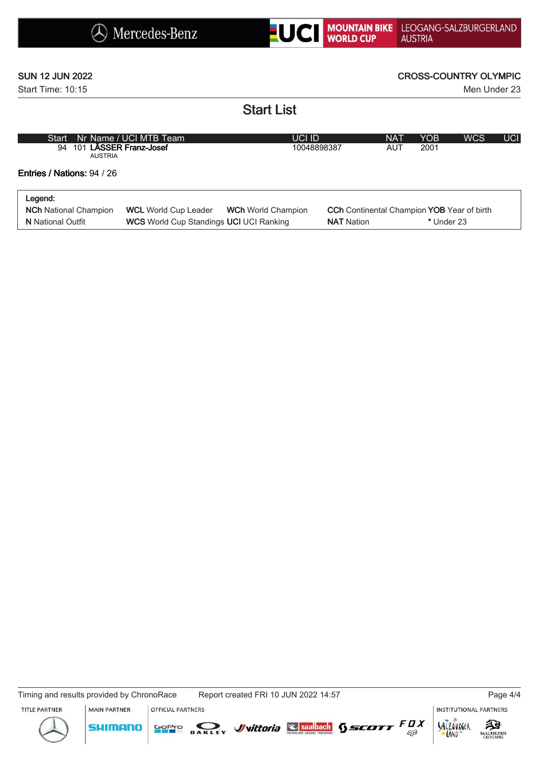SUN 12 JUN 2022

Start Time: 10:15

CROSS-COUNTRY OLYMPIC

Men Under 23

# Start List

| Start | Nr | Name / UCI MTB Team | UCI ID | NAT | YOB | WCS | UCI |
|---|---|---|---|---|---|---|---|
| 94 | 101 | **LÅSSER Franz-Josef**<br>AUSTRIA | 10048898387 | AUT | 2001 | | |

**Entries / Nations:** 94 / 26

**Legend:**

**NCh** National Champion **WCL** World Cup Leader **WCh** World Champion **CCh** Continental Champion **YOB** Year of birth
**N** National Outfit **WCS** World Cup Standings **UCI** UCI Ranking **NAT** Nation * Under 23

Timing and results provided by ChronoRace Report created FRI 10 JUN 2022 14:57